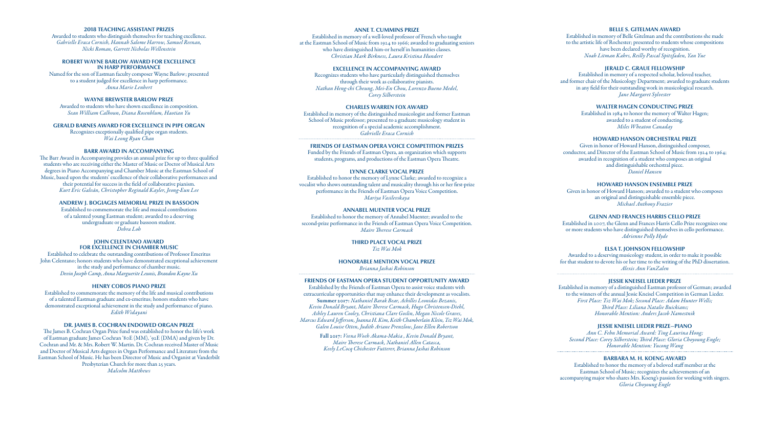### 2018 TEACHING ASSISTANT PRIZES

Awarded to students who distinguish themselves for teaching excellence.
*Gabrielle Eraca Cornish, Hannah Salome Harrow, Samuel Reenan, Nicki Roman, Garrett Nicholas Wellenstein*

### ROBERT WAYNE BARLOW AWARD FOR EXCELLENCE IN HARP PERFORMANCE

Named for the son of Eastman faculty composer Wayne Barlow; presented to a student judged for excellence in harp performance.
*Anna Marie Lenhert*

### WAYNE BREWSTER BARLOW PRIZE

Awarded to students who have shown excellence in composition.
*Sean William Calhoun, Diana Rosenblum, Haotian Yu*

### GERALD BARNES AWARD FOR EXCELLENCE IN PIPE ORGAN

Recognizes exceptionally qualified pipe organ students.
*Wai Leong Ryan Chan*

### BARR AWARD IN ACCOMPANYING

The Barr Award in Accompanying provides an annual prize for up to three qualified students who are receiving either the Master of Music or Doctor of Musical Arts degrees in Piano Accompanying and Chamber Music at the Eastman School of Music, based upon the students' excellence of their collaborative performances and their potential for success in the field of collaborative pianism.
*Kurt Eric Galván, Christopher Reginald Kayler, Jeong-Eun Lee*

### ANDREW J. BOGIAGES MEMORIAL PRIZE IN BASSOON

Established to commemorate the life and musical contributions of a talented young Eastman student; awarded to a deserving undergraduate or graduate bassoon student.
*Debra Loh*

### JOHN CELENTANO AWARD FOR EXCELLENCE IN CHAMBER MUSIC

Established to celebrate the outstanding contributions of Professor Emeritus John Celentano; honors students who have demonstrated exceptional achievement in the study and performance of chamber music.
*Devin Joseph Camp, Anna Marguerite Leunis, Brandon Kayne Xu*

### HENRY COBOS PIANO PRIZE

Established to commemorate the memory of the life and musical contributions of a talented Eastman graduate and ex-emeritus; honors students who have demonstrated exceptional achievement in the study and performance of piano.
*Edith Widayani*

### DR. JAMES B. COCHRAN ENDOWED ORGAN PRIZE

The James B. Cochran Organ Prize fund was established to honor the life's work of Eastman graduate James Cochran '80E (MM), '92E (DMA) and given by Dr. Cochran and Mr. & Mrs. Robert W. Martin. Dr. Cochran received Master of Music and Doctor of Musical Arts degrees in Organ Performance and Literature from the Eastman School of Music. He has been Director of Music and Organist at Vanderbilt Presbyterian Church for more than 25 years.
*Malcolm Matthews*

### ANNE T. CUMMINS PRIZE

Established in memory of a well-loved professor of French who taught at the Eastman School of Music from 1924 to 1966; awarded to graduating seniors who have distinguished him-or herself in humanities classes.
*Christian Mark Birkness, Laura Kristina Hundert*

### EXCELLENCE IN ACCOMPANYING AWARD

Recognizes students who have particularly distinguished themselves through their work as collaborative pianists.
*Nathan Heng-chi Cheung, Mei-En Chou, Lorenzo Bueno Medel, Corey Silberstein*

### CHARLES WARREN FOX AWARD

Established in memory of the distinguished musicologist and former Eastman School of Music professor; presented to a graduate musicology student in recognition of a special academic accomplishment.
*Gabrielle Eraca Cornish*

### FRIENDS OF EASTMAN OPERA VOICE COMPETITION PRIZES

Funded by the Friends of Eastman Opera, an organization which supports students, programs, and productions of the Eastman Opera Theatre.

### LYNNE CLARKE VOCAL PRIZE

Established to honor the memory of Lynne Clarke; awarded to recognize a vocalist who shows outstanding talent and musicality through his or her first-prize performance in the Friends of Eastman Opera Voice Competition.
*Mariya Vasilevskaya*

### ANNABEL MUENTER VOCAL PRIZE

Established to honor the memory of Annabel Muenter; awarded to the second-prize performance in the Friends of Eastman Opera Voice Competition.
*Maire Therese Carmack*

### THIRD PLACE VOCAL PRIZE

*Tsz Wai Mok*

### HONORABLE MENTION VOCAL PRIZE

*Brianna Jashai Robinson*

### FRIENDS OF EASTMAN OPERA STUDENT OPPORTUNITY AWARD

Established by the Friends of Eastman Opera to assist voice students with extracurricular opportunities that may enhance their development as vocalists.

**Summer 2017:** *Nathaniel Barak Bear, Achilles Leonidas Bezanis, Kevin Donald Bryant, Maire Therese Carmack, Hugo Christensen-Diehl, Ashley Lauren Cooley, Christiana Clare Goslin, Megan Nicole Graves, Marcus Edward Jefferson, Joanna H. Kim, Keith Chamberlain Klein, Tsz Wai Mok, Galen Louise Otten, Judith Ariane Prenzlow, Jane Ellen Robertson*

**Fall 2017:** *Veena Woeh Akama-Makia , Kevin Donald Bryant, Maire Therese Carmack, Nathaniel Allen Catasca, Keely LeCocq Chichester Futterer, Brianna Jashai Robinson*

### BELLE S. GITELMAN AWARD

Established in memory of Belle Gitelman and the contributions she made to the artistic life of Rochester; presented to students whose compositions have been declared worthy of recognition.
*Noah Litman Kahrs, Reilly Pascal Spitzfaden, Yan Yue*

### JERALD C. GRAUE FELLOWSHIP

Established in memory of a respected scholar, beloved teacher, and former chair of the Musicology Department; awarded to graduate students in any field for their outstanding work in musicological research.
*Jane Margaret Sylvester*

### WALTER HAGEN CONDUCTING PRIZE

Established in 1984 to honor the memory of Walter Hagen; awarded to a student of conducting.
*Miles Wheaton Canaday*

### HOWARD HANSON ORCHESTRAL PRIZE

Given in honor of Howard Hanson, distinguished composer, conductor, and Director of the Eastman School of Music from 1924 to 1964; awarded in recognition of a student who composes an original and distinguishable orchestral piece.
*Daniel Hansen*

### HOWARD HANSON ENSEMBLE PRIZE

Given in honor of Howard Hanson; awarded to a student who composes an original and distinguishable ensemble piece.
*Michael Anthony Frazier*

### GLENN AND FRANCES HARRIS CELLO PRIZE

Established in 2007, the Glenn and Frances Harris Cello Prize recognizes one or more students who have distinguished themselves in cello performance.
*Adrienne Polly Hyde*

### ELSA T. JOHNSON FELLOWSHIP

Awarded to a deserving musicology student, in order to make it possible for that student to devote his or her time to the writing of the PhD dissertation.
*Alexis Ann VanZalen*

### JESSIE KNEISEL LIEDER PRIZE

Established in memory of a distinguished Eastman professor of German; awarded to the winners of the annual Jessie Kneisel Competition in German Lieder.
*First Place: Tsz Wai Mok; Second Place: Adam Hunter Wells; Third Place: Liliana Natalie Buickians; Honorable Mention: Anders Jacob Namestnik*

### JESSIE KNEISEL LIEDER PRIZE—PIANO

*Ann C. Fehn Memorial Award: Ting Laurina Hong; Second Place: Corey Silberstein; Third Place: Gloria Choyoung Engle; Honorable Mention: Yucong Wang*

### BARBARA M. H. KOENG AWARD

Established to honor the memory of a beloved staff member at the Eastman School of Music; recognizes the achievements of an accompanying major who shares Mrs. Koeng's passion for working with singers.
*Gloria Choyoung Engle*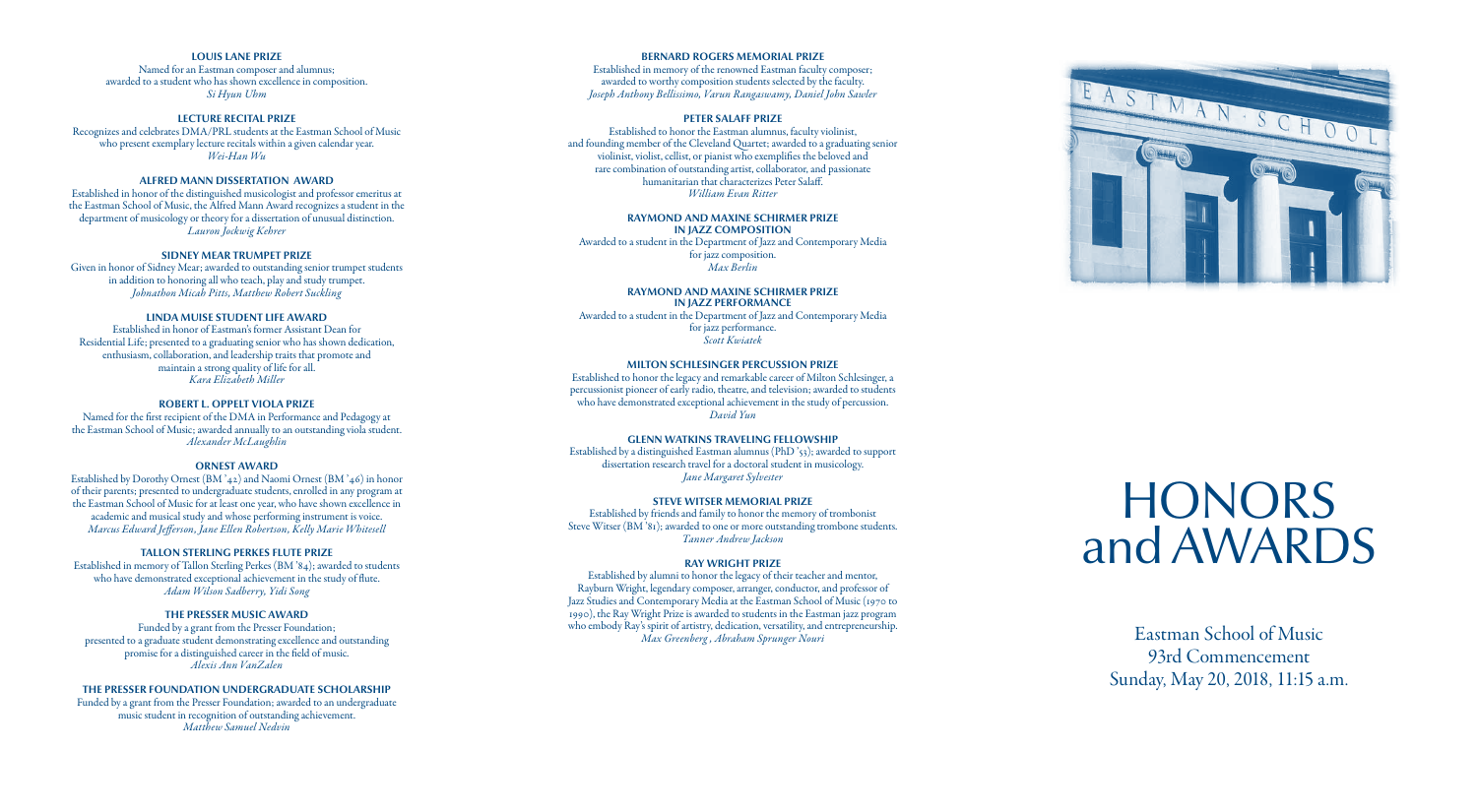### LOUIS LANE PRIZE

Named for an Eastman composer and alumnus; awarded to a student who has shown excellence in composition.
*Si Hyun Uhm*

### LECTURE RECITAL PRIZE

Recognizes and celebrates DMA/PRL students at the Eastman School of Music who present exemplary lecture recitals within a given calendar year.
*Wei-Han Wu*

### ALFRED MANN DISSERTATION AWARD

Established in honor of the distinguished musicologist and professor emeritus at the Eastman School of Music, the Alfred Mann Award recognizes a student in the department of musicology or theory for a dissertation of unusual distinction.
*Lauron Jockwig Kehrer*

### SIDNEY MEAR TRUMPET PRIZE

Given in honor of Sidney Mear; awarded to outstanding senior trumpet students in addition to honoring all who teach, play and study trumpet.
*Johnathon Micah Pitts, Matthew Robert Suckling*

### LINDA MUISE STUDENT LIFE AWARD

Established in honor of Eastman's former Assistant Dean for Residential Life; presented to a graduating senior who has shown dedication, enthusiasm, collaboration, and leadership traits that promote and maintain a strong quality of life for all.
*Kara Elizabeth Miller*

### ROBERT L. OPPELT VIOLA PRIZE

Named for the first recipient of the DMA in Performance and Pedagogy at the Eastman School of Music; awarded annually to an outstanding viola student.
*Alexander McLaughlin*

### ORNEST AWARD

Established by Dorothy Ornest (BM '42) and Naomi Ornest (BM '46) in honor of their parents; presented to undergraduate students, enrolled in any program at the Eastman School of Music for at least one year, who have shown excellence in academic and musical study and whose performing instrument is voice.
*Marcus Edward Jefferson, Jane Ellen Robertson, Kelly Marie Whitesell*

### TALLON STERLING PERKES FLUTE PRIZE

Established in memory of Tallon Sterling Perkes (BM '84); awarded to students who have demonstrated exceptional achievement in the study of flute.
*Adam Wilson Sadberry, Yidi Song*

### THE PRESSER MUSIC AWARD

Funded by a grant from the Presser Foundation; presented to a graduate student demonstrating excellence and outstanding promise for a distinguished career in the field of music.
*Alexis Ann VanZalen*

### THE PRESSER FOUNDATION UNDERGRADUATE SCHOLARSHIP

Funded by a grant from the Presser Foundation; awarded to an undergraduate music student in recognition of outstanding achievement.
*Matthew Samuel Nedvin*

### BERNARD ROGERS MEMORIAL PRIZE

Established in memory of the renowned Eastman faculty composer; awarded to worthy composition students selected by the faculty.
*Joseph Anthony Bellissimo, Varun Rangaswamy, Daniel John Sawler*

### PETER SALAFF PRIZE

Established to honor the Eastman alumnus, faculty violinist, and founding member of the Cleveland Quartet; awarded to a graduating senior violinist, violist, cellist, or pianist who exemplifies the beloved and rare combination of outstanding artist, collaborator, and passionate humanitarian that characterizes Peter Salaff.
*William Evan Ritter*

### RAYMOND AND MAXINE SCHIRMER PRIZE IN JAZZ COMPOSITION

Awarded to a student in the Department of Jazz and Contemporary Media for jazz composition.
*Max Berlin*

### RAYMOND AND MAXINE SCHIRMER PRIZE IN JAZZ PERFORMANCE

Awarded to a student in the Department of Jazz and Contemporary Media for jazz performance.
*Scott Kwiatek*

### MILTON SCHLESINGER PERCUSSION PRIZE

Established to honor the legacy and remarkable career of Milton Schlesinger, a percussionist pioneer of early radio, theatre, and television; awarded to students who have demonstrated exceptional achievement in the study of percussion.
*David Yun*

### GLENN WATKINS TRAVELING FELLOWSHIP

Established by a distinguished Eastman alumnus (PhD '53); awarded to support dissertation research travel for a doctoral student in musicology.
*Jane Margaret Sylvester*

### STEVE WITSER MEMORIAL PRIZE

Established by friends and family to honor the memory of trombonist Steve Witser (BM '81); awarded to one or more outstanding trombone students.
*Tanner Andrew Jackson*

### RAY WRIGHT PRIZE

Established by alumni to honor the legacy of their teacher and mentor, Rayburn Wright, legendary composer, arranger, conductor, and professor of Jazz Studies and Contemporary Media at the Eastman School of Music (1970 to 1990), the Ray Wright Prize is awarded to students in the Eastman jazz program who embody Ray's spirit of artistry, dedication, versatility, and entrepreneurship.
*Max Greenberg , Abraham Sprunger Nouri*

EASTMAN SCHOOL

# HONORS and AWARDS

Eastman School of Music
93rd Commencement
Sunday, May 20, 2018, 11:15 a.m.